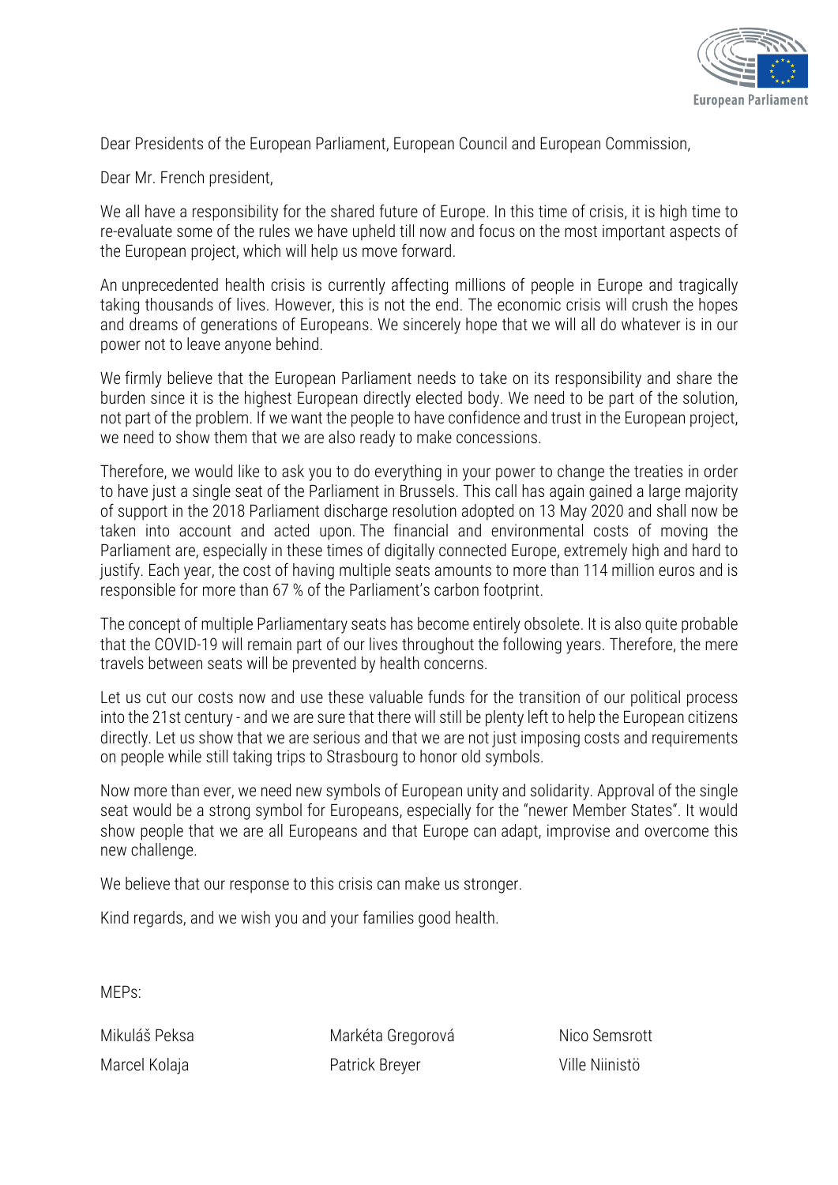Dear Presidents of the European Parliament, European Council and European Commission,

Dear Mr. French president,

We all have a responsibility for the shared future of Europe. In this time of crisis, it is high time to re-evaluate some of the rules we have upheld till now and focus on the most important aspects of the European project, which will help us move forward.

An unprecedented health crisis is currently affecting millions of people in Europe and tragically taking thousands of lives. However, this is not the end. The economic crisis will crush the hopes and dreams of generations of Europeans. We sincerely hope that we will all do whatever is in our power not to leave anyone behind.

We firmly believe that the European Parliament needs to take on its responsibility and share the burden since it is the highest European directly elected body. We need to be part of the solution, not part of the problem. If we want the people to have confidence and trust in the European project, we need to show them that we are also ready to make concessions.

Therefore, we would like to ask you to do everything in your power to change the treaties in order to have just a single seat of the Parliament in Brussels. This call has again gained a large majority of support in the 2018 Parliament discharge resolution adopted on 13 May 2020 and shall now be taken into account and acted upon. The financial and environmental costs of moving the Parliament are, especially in these times of digitally connected Europe, extremely high and hard to justify. Each year, the cost of having multiple seats amounts to more than 114 million euros and is responsible for more than 67 % of the Parliament's carbon footprint.

The concept of multiple Parliamentary seats has become entirely obsolete. It is also quite probable that the COVID-19 will remain part of our lives throughout the following years. Therefore, the mere travels between seats will be prevented by health concerns.

Let us cut our costs now and use these valuable funds for the transition of our political process into the 21st century - and we are sure that there will still be plenty left to help the European citizens directly. Let us show that we are serious and that we are not just imposing costs and requirements on people while still taking trips to Strasbourg to honor old symbols.

Now more than ever, we need new symbols of European unity and solidarity. Approval of the single seat would be a strong symbol for Europeans, especially for the "newer Member States". It would show people that we are all Europeans and that Europe can adapt, improvise and overcome this new challenge.

We believe that our response to this crisis can make us stronger.

Kind regards, and we wish you and your families good health.

MEPs:

Mikuláš Peksa
Markéta Gregorová
Nico Semsrott
Marcel Kolaja
Patrick Breyer
Ville Niinistö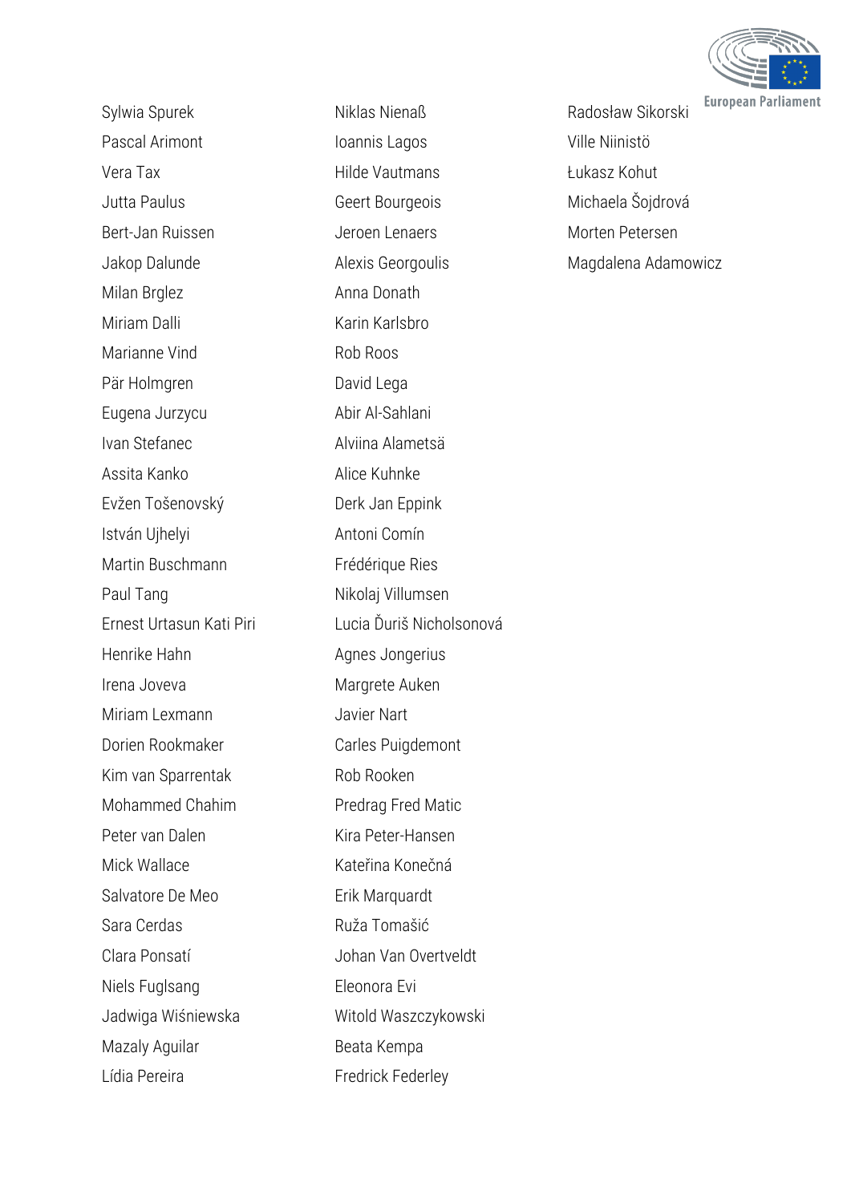Sylwia Spurek
Pascal Arimont
Vera Tax
Jutta Paulus
Bert-Jan Ruissen
Jakop Dalunde
Milan Brglez
Miriam Dalli
Marianne Vind
Pär Holmgren
Eugena Jurzycu
Ivan Stefanec
Assita Kanko
Evžen Tošenovský
István Ujhelyi
Martin Buschmann
Paul Tang
Ernest Urtasun Kati Piri
Henrike Hahn
Irena Joveva
Miriam Lexmann
Dorien Rookmaker
Kim van Sparrentak
Mohammed Chahim
Peter van Dalen
Mick Wallace
Salvatore De Meo
Sara Cerdas
Clara Ponsatí
Niels Fuglsang
Jadwiga Wiśniewska
Mazaly Aguilar
Lídia Pereira

Niklas Nienaß
Ioannis Lagos
Hilde Vautmans
Geert Bourgeois
Jeroen Lenaers
Alexis Georgoulis
Anna Donath
Karin Karlsbro
Rob Roos
David Lega
Abir Al-Sahlani
Alviina Alametsä
Alice Kuhnke
Derk Jan Eppink
Antoni Comín
Frédérique Ries
Nikolaj Villumsen
Lucia Ďuriš Nicholsonová
Agnes Jongerius
Margrete Auken
Javier Nart
Carles Puigdemont
Rob Rooken
Predrag Fred Matic
Kira Peter-Hansen
Kateřina Konečná
Erik Marquardt
Ruža Tomašić
Johan Van Overtveldt
Eleonora Evi
Witold Waszczykowski
Beata Kempa
Fredrick Federley

Radosław Sikorski
Ville Niinistö
Łukasz Kohut
Michaela Šojdrová
Morten Petersen
Magdalena Adamowicz